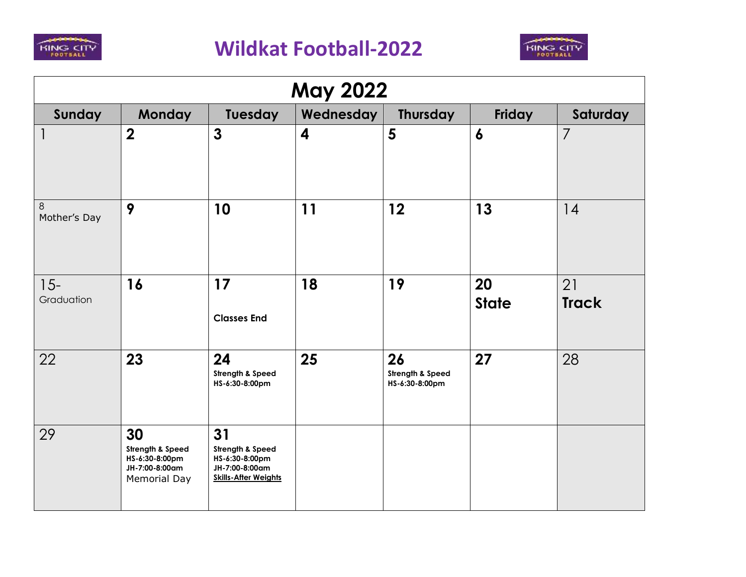# Wildkat Football-2022

| May 2022 | | | | | | |
|---|---|---|---|---|---|---|
| **Sunday** | **Monday** | **Tuesday** | **Wednesday** | **Thursday** | **Friday** | **Saturday** |
| 1 | **2** | **3** | **4** | **5** | **6** | 7 |
| 8 Mother's Day | **9** | **10** | **11** | **12** | **13** | 14 |
| 15- Graduation | **16** | **17** **Classes End** | **18** | **19** | **20** **State** | 21 **Track** |
| 22 | **23** | **24** **Strength & Speed HS-6:30-8:00pm** | **25** | **26** **Strength & Speed HS-6:30-8:00pm** | **27** | 28 |
| 29 | **30** **Strength & Speed HS-6:30-8:00pm JH-7:00-8:00am** Memorial Day | **31** **Strength & Speed HS-6:30-8:00pm JH-7:00-8:00am** <u>**Skills-After Weights**</u> | | | | |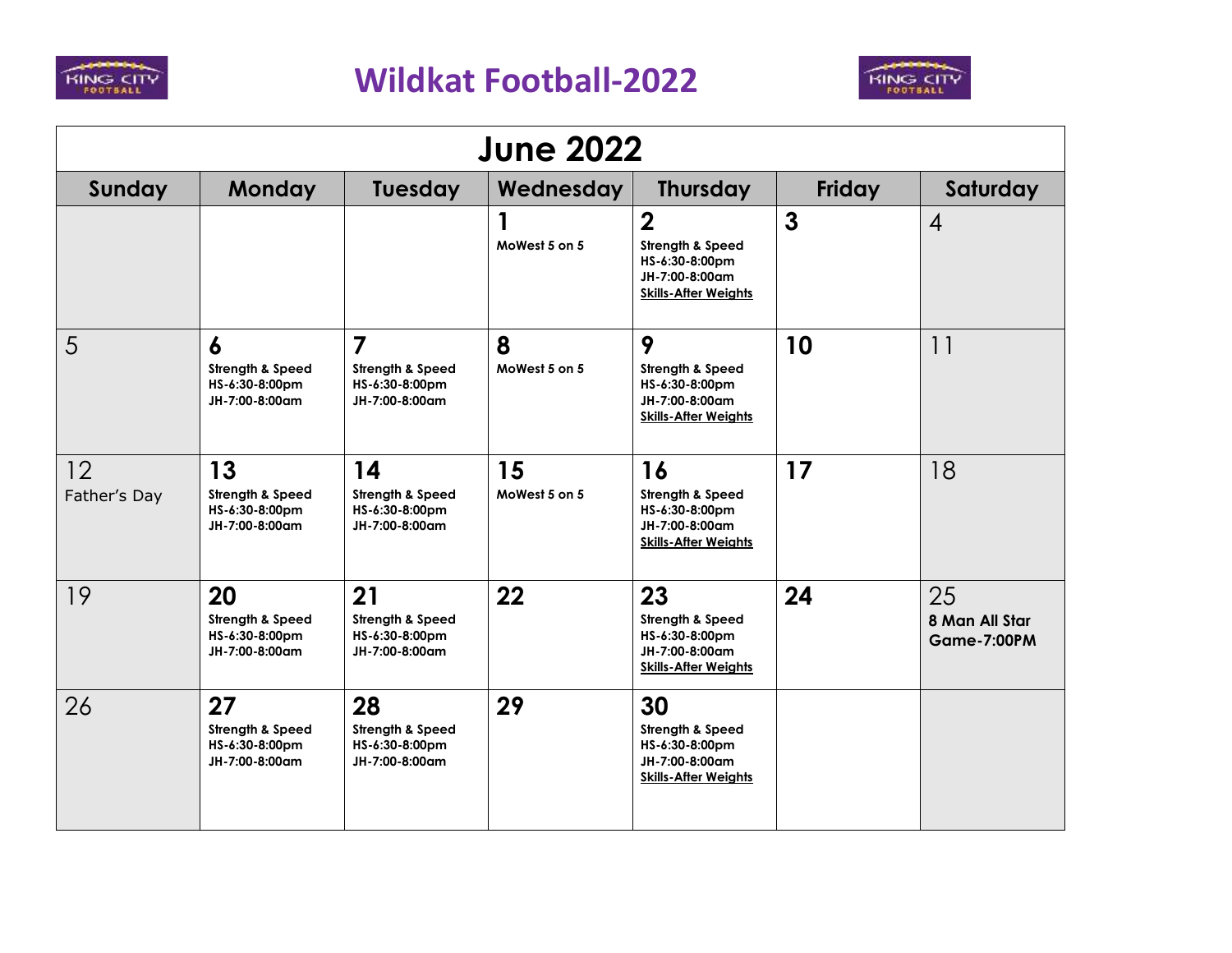# Wildkat Football-2022

| June 2022 | | | | | | |
|---|---|---|---|---|---|---|
| **Sunday** | **Monday** | **Tuesday** | **Wednesday** | **Thursday** | **Friday** | **Saturday** |
| | | | **1**<br>MoWest 5 on 5 | **2**<br>Strength & Speed<br>HS-6:30-8:00pm<br>JH-7:00-8:00am<br>Skills-After Weights | **3** | 4 |
| 5 | **6**<br>Strength & Speed<br>HS-6:30-8:00pm<br>JH-7:00-8:00am | **7**<br>Strength & Speed<br>HS-6:30-8:00pm<br>JH-7:00-8:00am | **8**<br>MoWest 5 on 5 | **9**<br>Strength & Speed<br>HS-6:30-8:00pm<br>JH-7:00-8:00am<br>Skills-After Weights | **10** | 11 |
| 12<br>Father's Day | **13**<br>Strength & Speed<br>HS-6:30-8:00pm<br>JH-7:00-8:00am | **14**<br>Strength & Speed<br>HS-6:30-8:00pm<br>JH-7:00-8:00am | **15**<br>MoWest 5 on 5 | **16**<br>Strength & Speed<br>HS-6:30-8:00pm<br>JH-7:00-8:00am<br>Skills-After Weights | **17** | 18 |
| 19 | **20**<br>Strength & Speed<br>HS-6:30-8:00pm<br>JH-7:00-8:00am | **21**<br>Strength & Speed<br>HS-6:30-8:00pm<br>JH-7:00-8:00am | **22** | **23**<br>Strength & Speed<br>HS-6:30-8:00pm<br>JH-7:00-8:00am<br>Skills-After Weights | **24** | 25<br>**8 Man All Star Game-7:00PM** |
| 26 | **27**<br>Strength & Speed<br>HS-6:30-8:00pm<br>JH-7:00-8:00am | **28**<br>Strength & Speed<br>HS-6:30-8:00pm<br>JH-7:00-8:00am | **29** | **30**<br>Strength & Speed<br>HS-6:30-8:00pm<br>JH-7:00-8:00am<br>Skills-After Weights | | |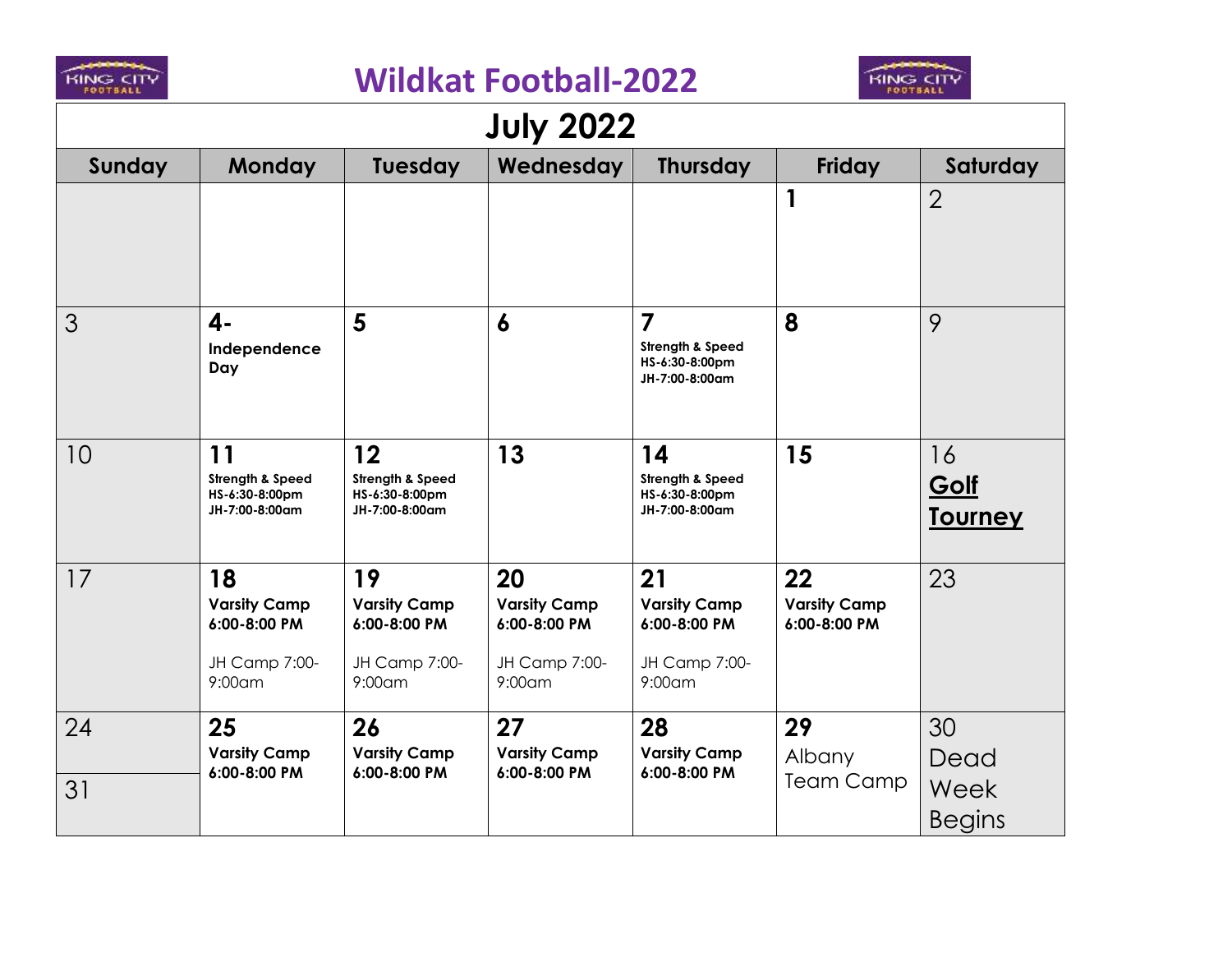# Wildkat Football-2022

## July 2022

| Sunday | Monday | Tuesday | Wednesday | Thursday | Friday | Saturday |
| --- | --- | --- | --- | --- | --- | --- |
| | | | | | **1** | 2 |
| 3 | **4-** **Independence Day** | **5** | **6** | **7** **Strength & Speed** **HS-6:30-8:00pm** **JH-7:00-8:00am** | **8** | 9 |
| 10 | **11** **Strength & Speed** **HS-6:30-8:00pm** **JH-7:00-8:00am** | **12** **Strength & Speed** **HS-6:30-8:00pm** **JH-7:00-8:00am** | **13** | **14** **Strength & Speed** **HS-6:30-8:00pm** **JH-7:00-8:00am** | **15** | 16 **Golf Tourney** |
| 17 | **18** **Varsity Camp 6:00-8:00 PM** JH Camp 7:00-9:00am | **19** **Varsity Camp 6:00-8:00 PM** JH Camp 7:00-9:00am | **20** **Varsity Camp 6:00-8:00 PM** JH Camp 7:00-9:00am | **21** **Varsity Camp 6:00-8:00 PM** JH Camp 7:00-9:00am | **22** **Varsity Camp 6:00-8:00 PM** | 23 |
| 24 / 31 | **25** **Varsity Camp 6:00-8:00 PM** | **26** **Varsity Camp 6:00-8:00 PM** | **27** **Varsity Camp 6:00-8:00 PM** | **28** **Varsity Camp 6:00-8:00 PM** | **29** Albany Team Camp | 30 Dead Week Begins |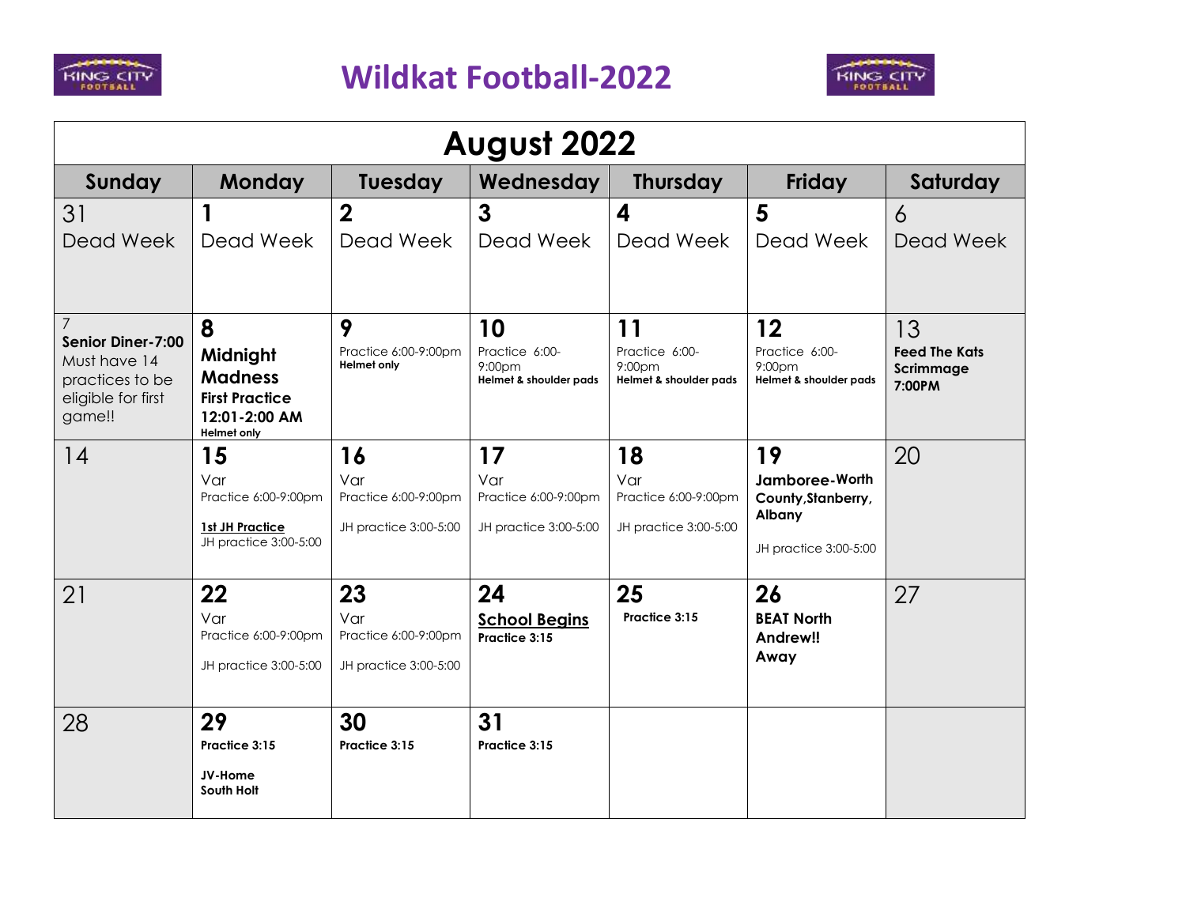# Wildkat Football-2022

| August 2022 | | | | | | |
|---|---|---|---|---|---|---|
| **Sunday** | **Monday** | **Tuesday** | **Wednesday** | **Thursday** | **Friday** | **Saturday** |
| 31<br>Dead Week | **1**<br>Dead Week | **2**<br>Dead Week | **3**<br>Dead Week | **4**<br>Dead Week | **5**<br>Dead Week | 6<br>Dead Week |
| 7<br>**Senior Diner-7:00**<br>Must have 14 practices to be eligible for first game!! | **8**<br>**Midnight Madness**<br>**First Practice 12:01-2:00 AM**<br>**Helmet only** | **9**<br>Practice 6:00-9:00pm<br>**Helmet only** | **10**<br>Practice 6:00-9:00pm<br>**Helmet & shoulder pads** | **11**<br>Practice 6:00-9:00pm<br>**Helmet & shoulder pads** | **12**<br>Practice 6:00-9:00pm<br>**Helmet & shoulder pads** | 13<br>**Feed The Kats Scrimmage 7:00PM** |
| 14 | **15**<br>Var<br>Practice 6:00-9:00pm<br>**1st JH Practice**<br>JH practice 3:00-5:00 | **16**<br>Var<br>Practice 6:00-9:00pm<br>JH practice 3:00-5:00 | **17**<br>Var<br>Practice 6:00-9:00pm<br>JH practice 3:00-5:00 | **18**<br>Var<br>Practice 6:00-9:00pm<br>JH practice 3:00-5:00 | **19**<br>**Jamboree-Worth County,Stanberry, Albany**<br>JH practice 3:00-5:00 | 20 |
| 21 | **22**<br>Var<br>Practice 6:00-9:00pm<br>JH practice 3:00-5:00 | **23**<br>Var<br>Practice 6:00-9:00pm<br>JH practice 3:00-5:00 | **24**<br>**School Begins**<br>**Practice 3:15** | **25**<br>**Practice 3:15** | **26**<br>**BEAT North Andrew!! Away** | 27 |
| 28 | **29**<br>**Practice 3:15**<br>**JV-Home South Holt** | **30**<br>**Practice 3:15** | **31**<br>**Practice 3:15** | | | |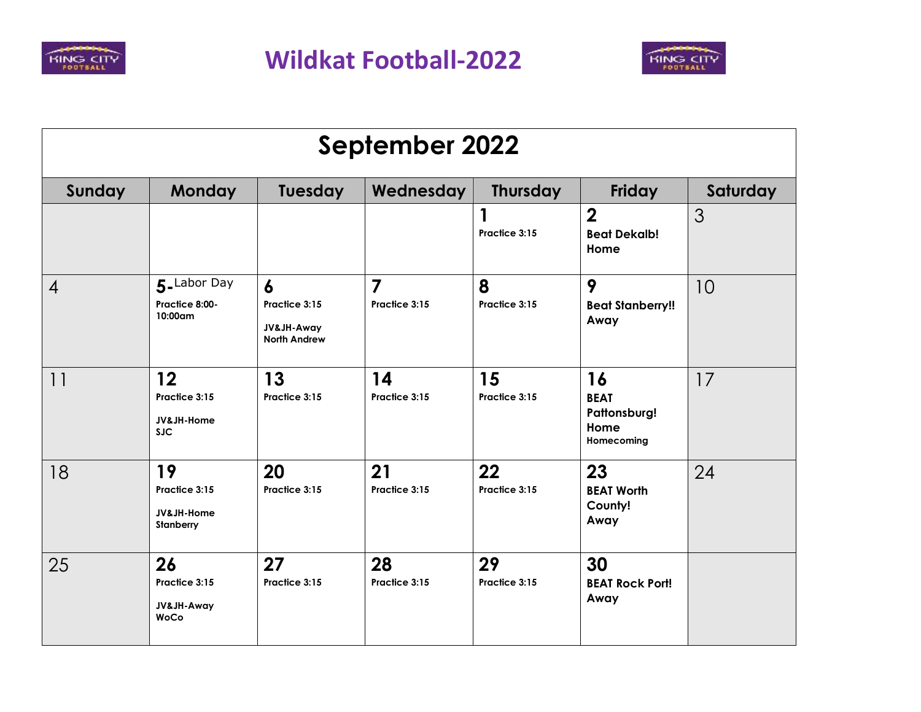# Wildkat Football-2022

| September 2022 | | | | | | |
|---|---|---|---|---|---|---|
| **Sunday** | **Monday** | **Tuesday** | **Wednesday** | **Thursday** | **Friday** | **Saturday** |
| | | | | **1** Practice 3:15 | **2** Beat Dekalb! Home | 3 |
| 4 | **5**-Labor Day Practice 8:00-10:00am | **6** Practice 3:15 JV&JH-Away North Andrew | **7** Practice 3:15 | **8** Practice 3:15 | **9** Beat Stanberry!! Away | 10 |
| 11 | **12** Practice 3:15 JV&JH-Home SJC | **13** Practice 3:15 | **14** Practice 3:15 | **15** Practice 3:15 | **16** BEAT Pattonsburg! Home Homecoming | 17 |
| 18 | **19** Practice 3:15 JV&JH-Home Stanberry | **20** Practice 3:15 | **21** Practice 3:15 | **22** Practice 3:15 | **23** BEAT Worth County! Away | 24 |
| 25 | **26** Practice 3:15 JV&JH-Away WoCo | **27** Practice 3:15 | **28** Practice 3:15 | **29** Practice 3:15 | **30** BEAT Rock Port! Away | |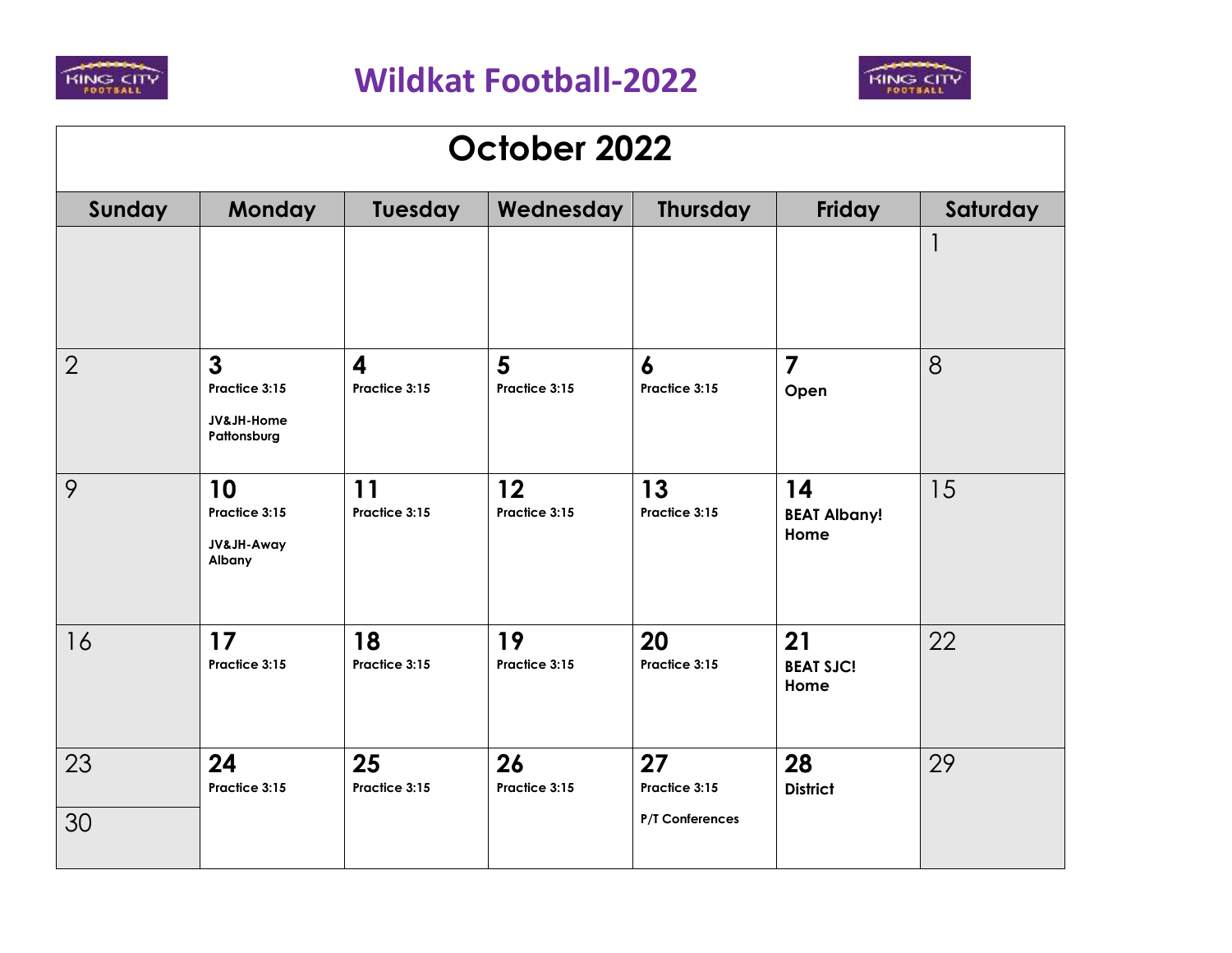# Wildkat Football-2022

## October 2022

| Sunday | Monday | Tuesday | Wednesday | Thursday | Friday | Saturday |
|---|---|---|---|---|---|---|
| | | | | | | 1 |
| 2 | **3** Practice 3:15 JV&JH-Home Pattonsburg | **4** Practice 3:15 | **5** Practice 3:15 | **6** Practice 3:15 | **7** Open | 8 |
| 9 | **10** Practice 3:15 JV&JH-Away Albany | **11** Practice 3:15 | **12** Practice 3:15 | **13** Practice 3:15 | **14** BEAT Albany! Home | 15 |
| 16 | **17** Practice 3:15 | **18** Practice 3:15 | **19** Practice 3:15 | **20** Practice 3:15 | **21** BEAT SJC! Home | 22 |
| 23 / 30 | **24** Practice 3:15 | **25** Practice 3:15 | **26** Practice 3:15 | **27** Practice 3:15 P/T Conferences | **28** District | 29 |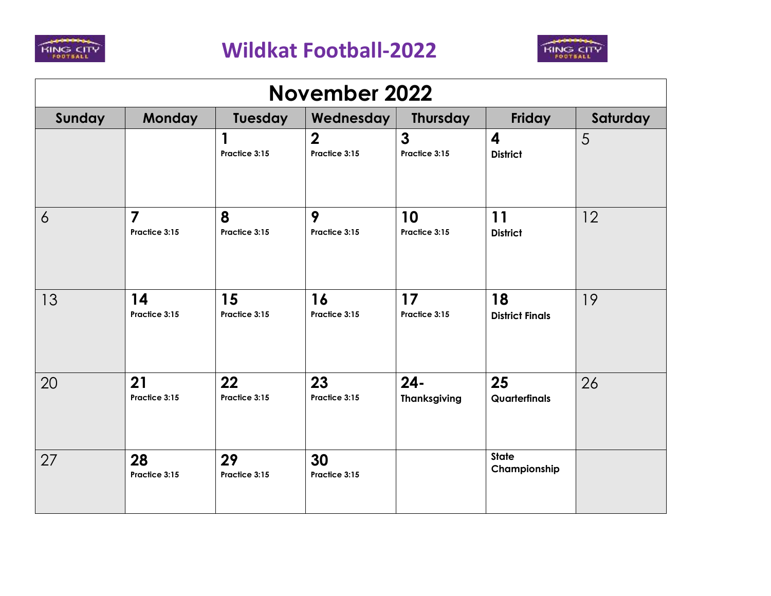# Wildkat Football-2022

| November 2022 | | | | | | |
|---|---|---|---|---|---|---|
| Sunday | Monday | Tuesday | Wednesday | Thursday | Friday | Saturday |
| | | **1** Practice 3:15 | **2** Practice 3:15 | **3** Practice 3:15 | **4** District | 5 |
| 6 | **7** Practice 3:15 | **8** Practice 3:15 | **9** Practice 3:15 | **10** Practice 3:15 | **11** District | 12 |
| 13 | **14** Practice 3:15 | **15** Practice 3:15 | **16** Practice 3:15 | **17** Practice 3:15 | **18** District Finals | 19 |
| 20 | **21** Practice 3:15 | **22** Practice 3:15 | **23** Practice 3:15 | **24-** Thanksgiving | **25** Quarterfinals | 26 |
| 27 | **28** Practice 3:15 | **29** Practice 3:15 | **30** Practice 3:15 | | State Championship | |